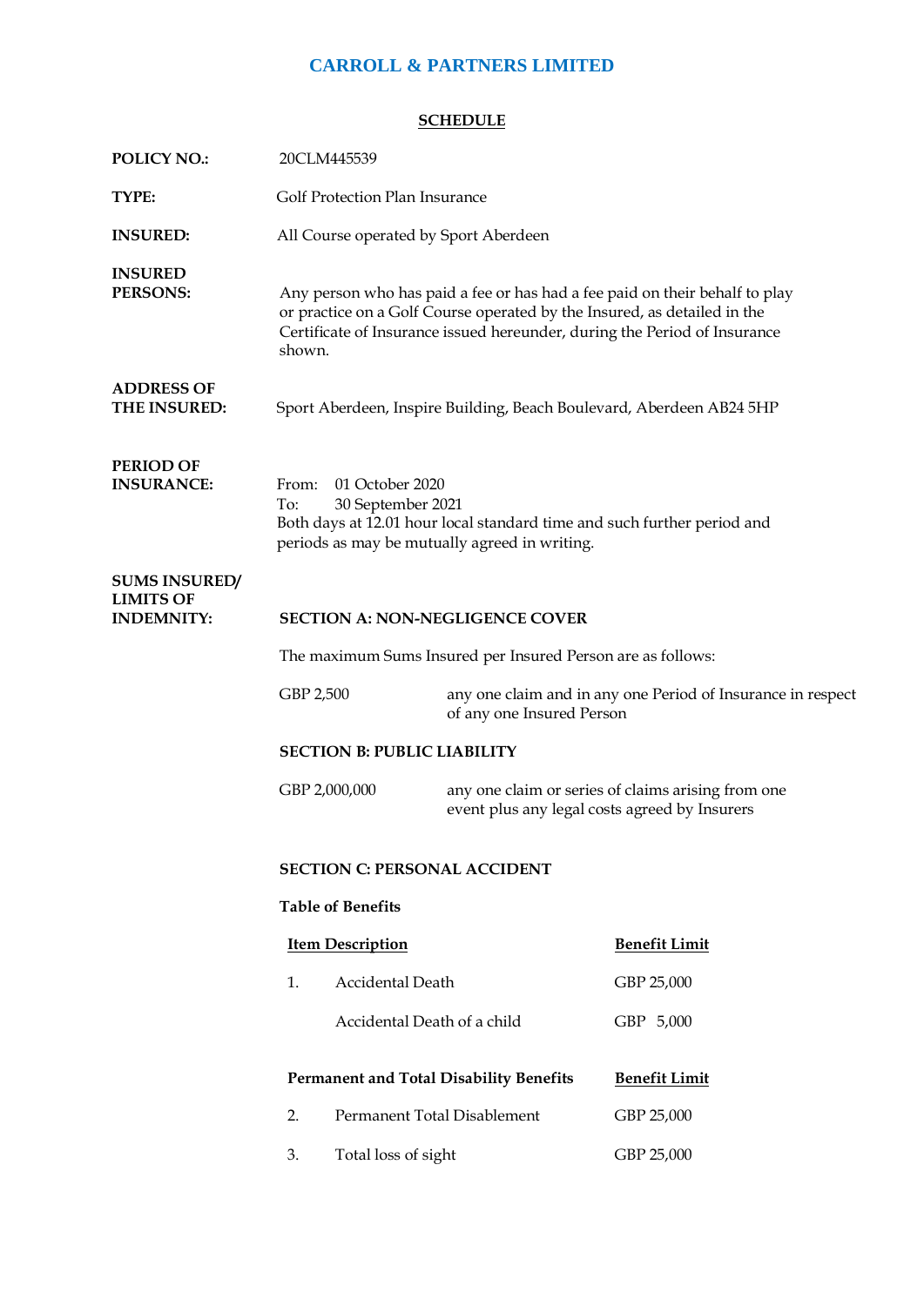# CARROLL & PARTNERS LIMITED

## SCHEDULE

**POLICY NO.:** 20CLM445539

**TYPE:** Golf Protection Plan Insurance

**INSURED:** All Course operated by Sport Aberdeen

**INSURED PERSONS:** Any person who has paid a fee or has had a fee paid on their behalf to play or practice on a Golf Course operated by the Insured, as detailed in the Certificate of Insurance issued hereunder, during the Period of Insurance shown.

**ADDRESS OF THE INSURED:** Sport Aberdeen, Inspire Building, Beach Boulevard, Aberdeen AB24 5HP

**PERIOD OF INSURANCE:**
From: 01 October 2020
To: 30 September 2021
Both days at 12.01 hour local standard time and such further period and periods as may be mutually agreed in writing.

**SUMS INSURED/ LIMITS OF INDEMNITY:**

**SECTION A: NON-NEGLIGENCE COVER**

The maximum Sums Insured per Insured Person are as follows:

GBP 2,500 — any one claim and in any one Period of Insurance in respect of any one Insured Person

**SECTION B: PUBLIC LIABILITY**

GBP 2,000,000 — any one claim or series of claims arising from one event plus any legal costs agreed by Insurers

**SECTION C: PERSONAL ACCIDENT**

**Table of Benefits**

| | Item Description | Benefit Limit |
|---|---|---|
| 1. | Accidental Death | GBP 25,000 |
| | Accidental Death of a child | GBP 5,000 |
| | **Permanent and Total Disability Benefits** | **Benefit Limit** |
| 2. | Permanent Total Disablement | GBP 25,000 |
| 3. | Total loss of sight | GBP 25,000 |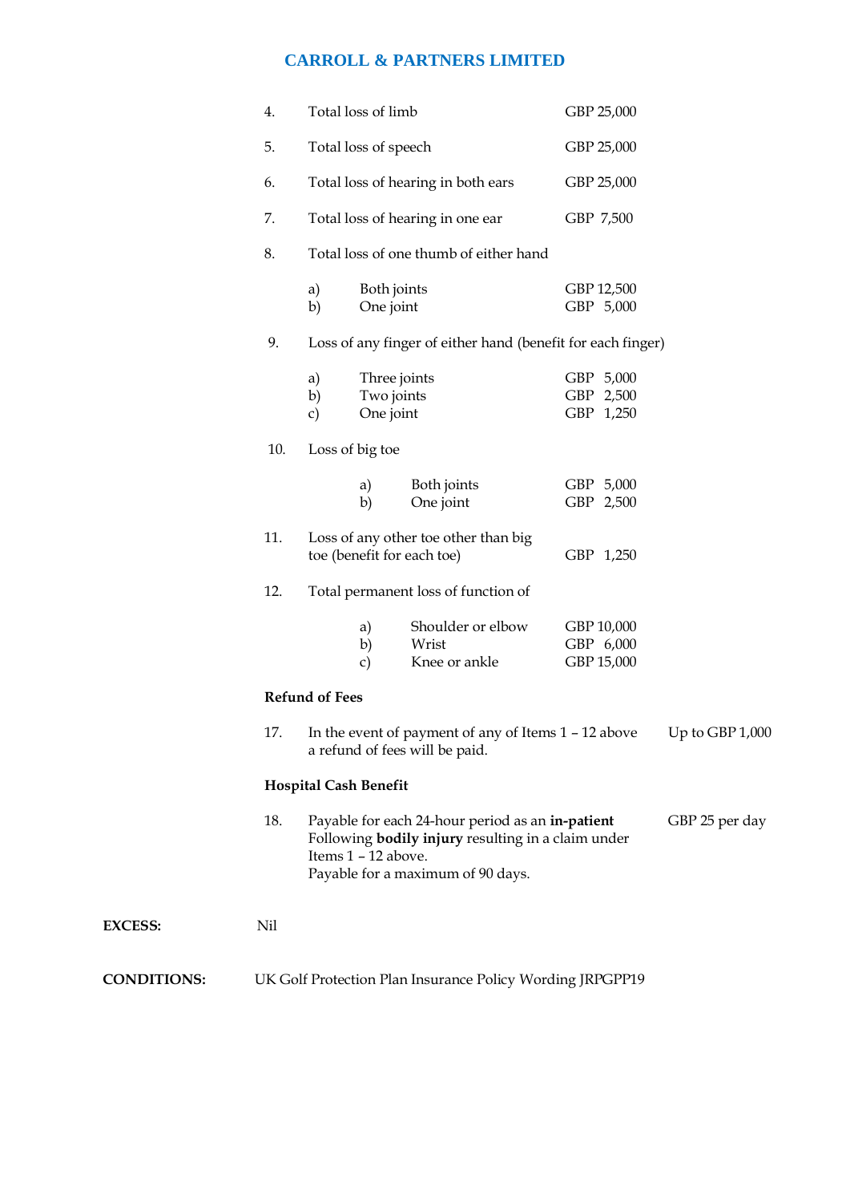**CARROLL & PARTNERS LIMITED**

| | | |
|---|---|---|
| 4. | Total loss of limb | GBP 25,000 |
| 5. | Total loss of speech | GBP 25,000 |
| 6. | Total loss of hearing in both ears | GBP 25,000 |
| 7. | Total loss of hearing in one ear | GBP 7,500 |
| 8. | Total loss of one thumb of either hand | |
| | a) Both joints | GBP 12,500 |
| | b) One joint | GBP 5,000 |
| 9. | Loss of any finger of either hand (benefit for each finger) | |
| | a) Three joints | GBP 5,000 |
| | b) Two joints | GBP 2,500 |
| | c) One joint | GBP 1,250 |
| 10. | Loss of big toe | |
| | a) Both joints | GBP 5,000 |
| | b) One joint | GBP 2,500 |
| 11. | Loss of any other toe other than big toe (benefit for each toe) | GBP 1,250 |
| 12. | Total permanent loss of function of | |
| | a) Shoulder or elbow | GBP 10,000 |
| | b) Wrist | GBP 6,000 |
| | c) Knee or ankle | GBP 15,000 |

**Refund of Fees**

| | | |
|---|---|---|
| 17. | In the event of payment of any of Items 1 – 12 above a refund of fees will be paid. | Up to GBP 1,000 |

**Hospital Cash Benefit**

| | | |
|---|---|---|
| 18. | Payable for each 24-hour period as an **in-patient** Following **bodily injury** resulting in a claim under Items 1 – 12 above. Payable for a maximum of 90 days. | GBP 25 per day |

**EXCESS:** Nil

**CONDITIONS:** UK Golf Protection Plan Insurance Policy Wording JRPGPP19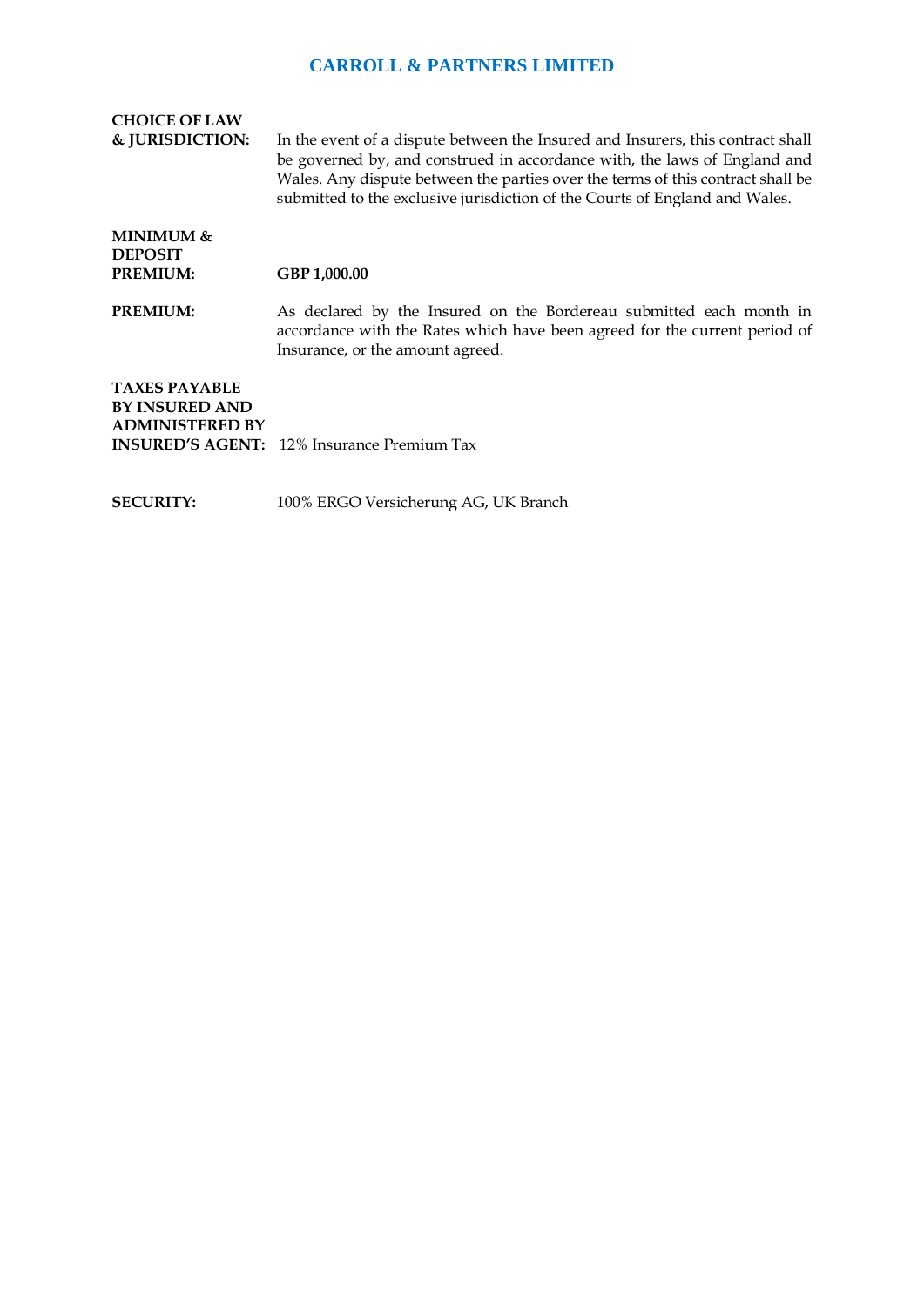**CHOICE OF LAW & JURISDICTION:** In the event of a dispute between the Insured and Insurers, this contract shall be governed by, and construed in accordance with, the laws of England and Wales. Any dispute between the parties over the terms of this contract shall be submitted to the exclusive jurisdiction of the Courts of England and Wales.

**MINIMUM & DEPOSIT PREMIUM:** **GBP 1,000.00**

**PREMIUM:** As declared by the Insured on the Bordereau submitted each month in accordance with the Rates which have been agreed for the current period of Insurance, or the amount agreed.

**TAXES PAYABLE BY INSURED AND ADMINISTERED BY INSURED'S AGENT:** 12% Insurance Premium Tax

**SECURITY:** 100% ERGO Versicherung AG, UK Branch